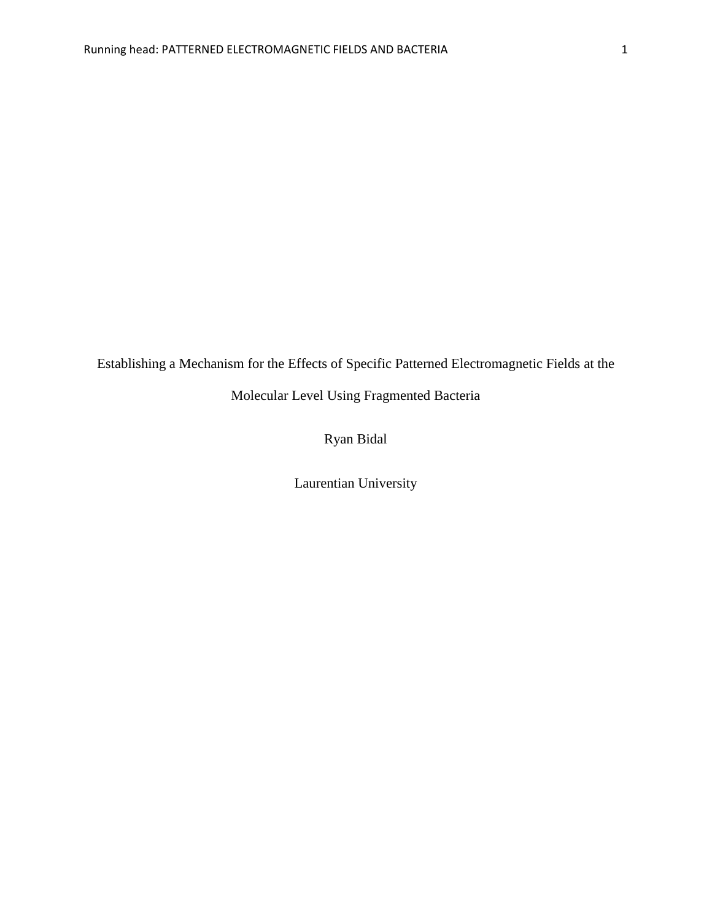# Establishing a Mechanism for the Effects of Specific Patterned Electromagnetic Fields at the Molecular Level Using Fragmented Bacteria

Ryan Bidal

Laurentian University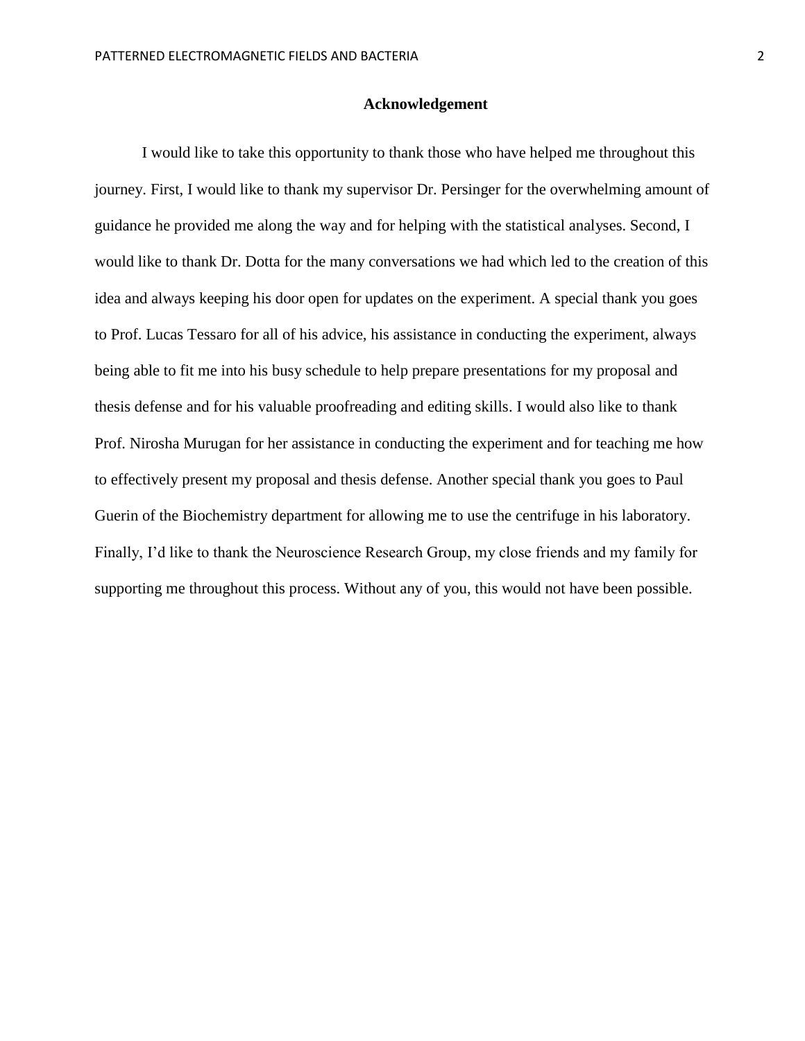## Acknowledgement

I would like to take this opportunity to thank those who have helped me throughout this journey. First, I would like to thank my supervisor Dr. Persinger for the overwhelming amount of guidance he provided me along the way and for helping with the statistical analyses. Second, I would like to thank Dr. Dotta for the many conversations we had which led to the creation of this idea and always keeping his door open for updates on the experiment. A special thank you goes to Prof. Lucas Tessaro for all of his advice, his assistance in conducting the experiment, always being able to fit me into his busy schedule to help prepare presentations for my proposal and thesis defense and for his valuable proofreading and editing skills. I would also like to thank Prof. Nirosha Murugan for her assistance in conducting the experiment and for teaching me how to effectively present my proposal and thesis defense. Another special thank you goes to Paul Guerin of the Biochemistry department for allowing me to use the centrifuge in his laboratory. Finally, I'd like to thank the Neuroscience Research Group, my close friends and my family for supporting me throughout this process. Without any of you, this would not have been possible.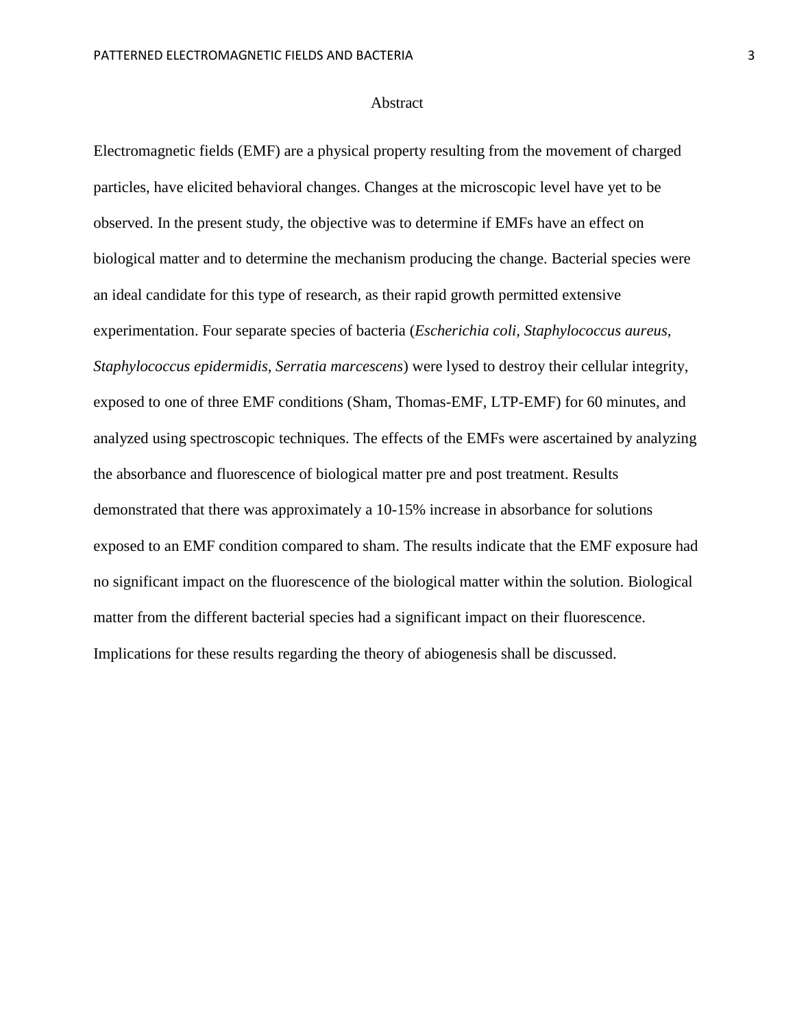# Abstract

Electromagnetic fields (EMF) are a physical property resulting from the movement of charged particles, have elicited behavioral changes. Changes at the microscopic level have yet to be observed. In the present study, the objective was to determine if EMFs have an effect on biological matter and to determine the mechanism producing the change. Bacterial species were an ideal candidate for this type of research, as their rapid growth permitted extensive experimentation. Four separate species of bacteria (*Escherichia coli*, *Staphylococcus aureus*, *Staphylococcus epidermidis*, *Serratia marcescens*) were lysed to destroy their cellular integrity, exposed to one of three EMF conditions (Sham, Thomas-EMF, LTP-EMF) for 60 minutes, and analyzed using spectroscopic techniques. The effects of the EMFs were ascertained by analyzing the absorbance and fluorescence of biological matter pre and post treatment. Results demonstrated that there was approximately a 10-15% increase in absorbance for solutions exposed to an EMF condition compared to sham. The results indicate that the EMF exposure had no significant impact on the fluorescence of the biological matter within the solution. Biological matter from the different bacterial species had a significant impact on their fluorescence. Implications for these results regarding the theory of abiogenesis shall be discussed.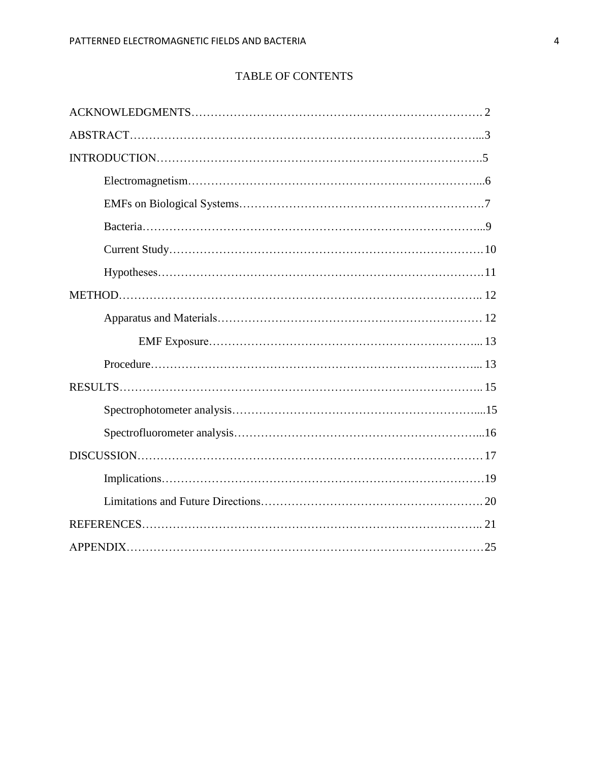# TABLE OF CONTENTS

ACKNOWLEDGMENTS……………………………………………………………………. 2

ABSTRACT…………………………………………………………………………...3

INTRODUCTION…………………………………………………………………….5

- Electromagnetism………………………………………………………………...6
- EMFs on Biological Systems…………………………………………………….7
- Bacteria…………………………………………………………………………...9
- Current Study……………………………………………………………………10
- Hypotheses………………………………………………………………………11

METHOD……………………………………………………………………………. 12

- Apparatus and Materials………………………………………………………… 12
    - EMF Exposure………………………………………………………... 13
- Procedure………………………………………………………………………... 13

RESULTS……………………………………………………………………………. 15

- Spectrophotometer analysis……………………………………………………....15
- Spectrofluorometer analysis…………………………………………………...16

DISCUSSION………………………………………………………………………… 17

- Implications………………………………………………………………………19
- Limitations and Future Directions……………………………………………… 20

REFERENCES……………………………………………………………………….. 21

APPENDIX……………………………………………………………………………25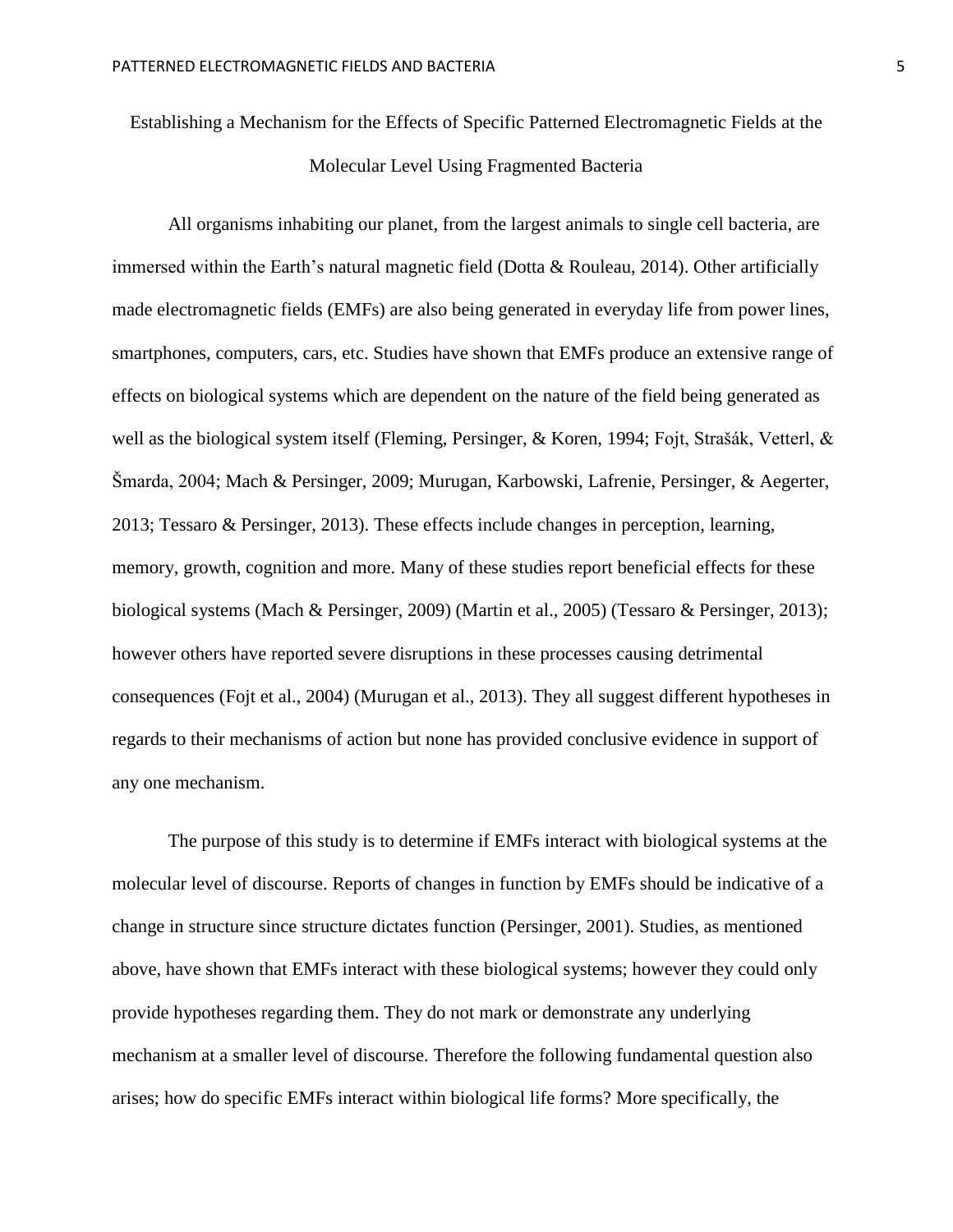# Establishing a Mechanism for the Effects of Specific Patterned Electromagnetic Fields at the Molecular Level Using Fragmented Bacteria

All organisms inhabiting our planet, from the largest animals to single cell bacteria, are immersed within the Earth's natural magnetic field (Dotta & Rouleau, 2014). Other artificially made electromagnetic fields (EMFs) are also being generated in everyday life from power lines, smartphones, computers, cars, etc. Studies have shown that EMFs produce an extensive range of effects on biological systems which are dependent on the nature of the field being generated as well as the biological system itself (Fleming, Persinger, & Koren, 1994; Fojt, Strašák, Vetterl, & Šmarda, 2004; Mach & Persinger, 2009; Murugan, Karbowski, Lafrenie, Persinger, & Aegerter, 2013; Tessaro & Persinger, 2013). These effects include changes in perception, learning, memory, growth, cognition and more. Many of these studies report beneficial effects for these biological systems (Mach & Persinger, 2009) (Martin et al., 2005) (Tessaro & Persinger, 2013); however others have reported severe disruptions in these processes causing detrimental consequences (Fojt et al., 2004) (Murugan et al., 2013). They all suggest different hypotheses in regards to their mechanisms of action but none has provided conclusive evidence in support of any one mechanism.

The purpose of this study is to determine if EMFs interact with biological systems at the molecular level of discourse. Reports of changes in function by EMFs should be indicative of a change in structure since structure dictates function (Persinger, 2001). Studies, as mentioned above, have shown that EMFs interact with these biological systems; however they could only provide hypotheses regarding them. They do not mark or demonstrate any underlying mechanism at a smaller level of discourse. Therefore the following fundamental question also arises; how do specific EMFs interact within biological life forms? More specifically, the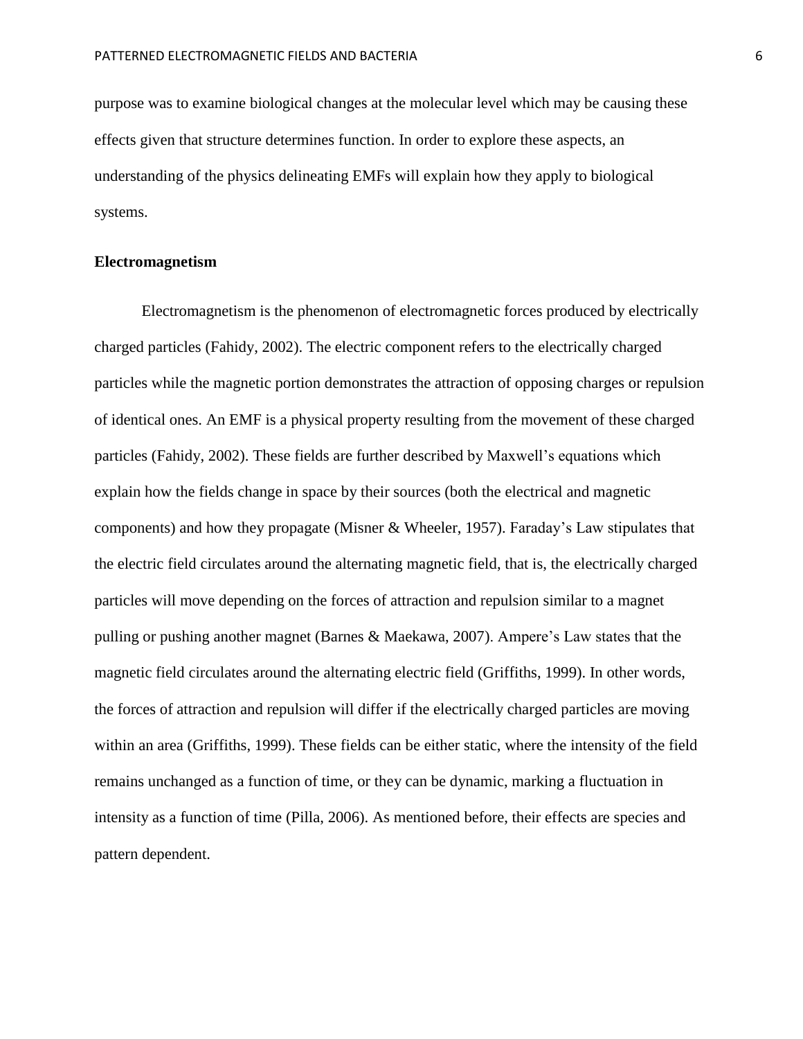purpose was to examine biological changes at the molecular level which may be causing these effects given that structure determines function. In order to explore these aspects, an understanding of the physics delineating EMFs will explain how they apply to biological systems.

## Electromagnetism

Electromagnetism is the phenomenon of electromagnetic forces produced by electrically charged particles (Fahidy, 2002). The electric component refers to the electrically charged particles while the magnetic portion demonstrates the attraction of opposing charges or repulsion of identical ones. An EMF is a physical property resulting from the movement of these charged particles (Fahidy, 2002). These fields are further described by Maxwell's equations which explain how the fields change in space by their sources (both the electrical and magnetic components) and how they propagate (Misner & Wheeler, 1957). Faraday's Law stipulates that the electric field circulates around the alternating magnetic field, that is, the electrically charged particles will move depending on the forces of attraction and repulsion similar to a magnet pulling or pushing another magnet (Barnes & Maekawa, 2007). Ampere's Law states that the magnetic field circulates around the alternating electric field (Griffiths, 1999). In other words, the forces of attraction and repulsion will differ if the electrically charged particles are moving within an area (Griffiths, 1999). These fields can be either static, where the intensity of the field remains unchanged as a function of time, or they can be dynamic, marking a fluctuation in intensity as a function of time (Pilla, 2006). As mentioned before, their effects are species and pattern dependent.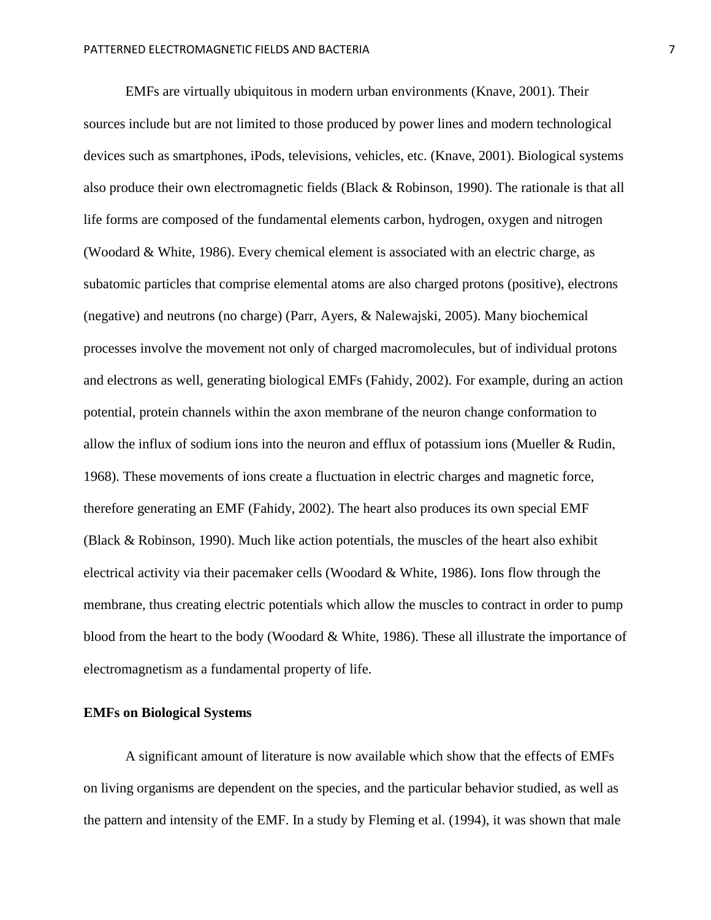EMFs are virtually ubiquitous in modern urban environments (Knave, 2001). Their sources include but are not limited to those produced by power lines and modern technological devices such as smartphones, iPods, televisions, vehicles, etc. (Knave, 2001). Biological systems also produce their own electromagnetic fields (Black & Robinson, 1990). The rationale is that all life forms are composed of the fundamental elements carbon, hydrogen, oxygen and nitrogen (Woodard & White, 1986). Every chemical element is associated with an electric charge, as subatomic particles that comprise elemental atoms are also charged protons (positive), electrons (negative) and neutrons (no charge) (Parr, Ayers, & Nalewajski, 2005). Many biochemical processes involve the movement not only of charged macromolecules, but of individual protons and electrons as well, generating biological EMFs (Fahidy, 2002). For example, during an action potential, protein channels within the axon membrane of the neuron change conformation to allow the influx of sodium ions into the neuron and efflux of potassium ions (Mueller & Rudin, 1968). These movements of ions create a fluctuation in electric charges and magnetic force, therefore generating an EMF (Fahidy, 2002). The heart also produces its own special EMF (Black & Robinson, 1990). Much like action potentials, the muscles of the heart also exhibit electrical activity via their pacemaker cells (Woodard & White, 1986). Ions flow through the membrane, thus creating electric potentials which allow the muscles to contract in order to pump blood from the heart to the body (Woodard & White, 1986). These all illustrate the importance of electromagnetism as a fundamental property of life.

**EMFs on Biological Systems**

A significant amount of literature is now available which show that the effects of EMFs on living organisms are dependent on the species, and the particular behavior studied, as well as the pattern and intensity of the EMF. In a study by Fleming et al. (1994), it was shown that male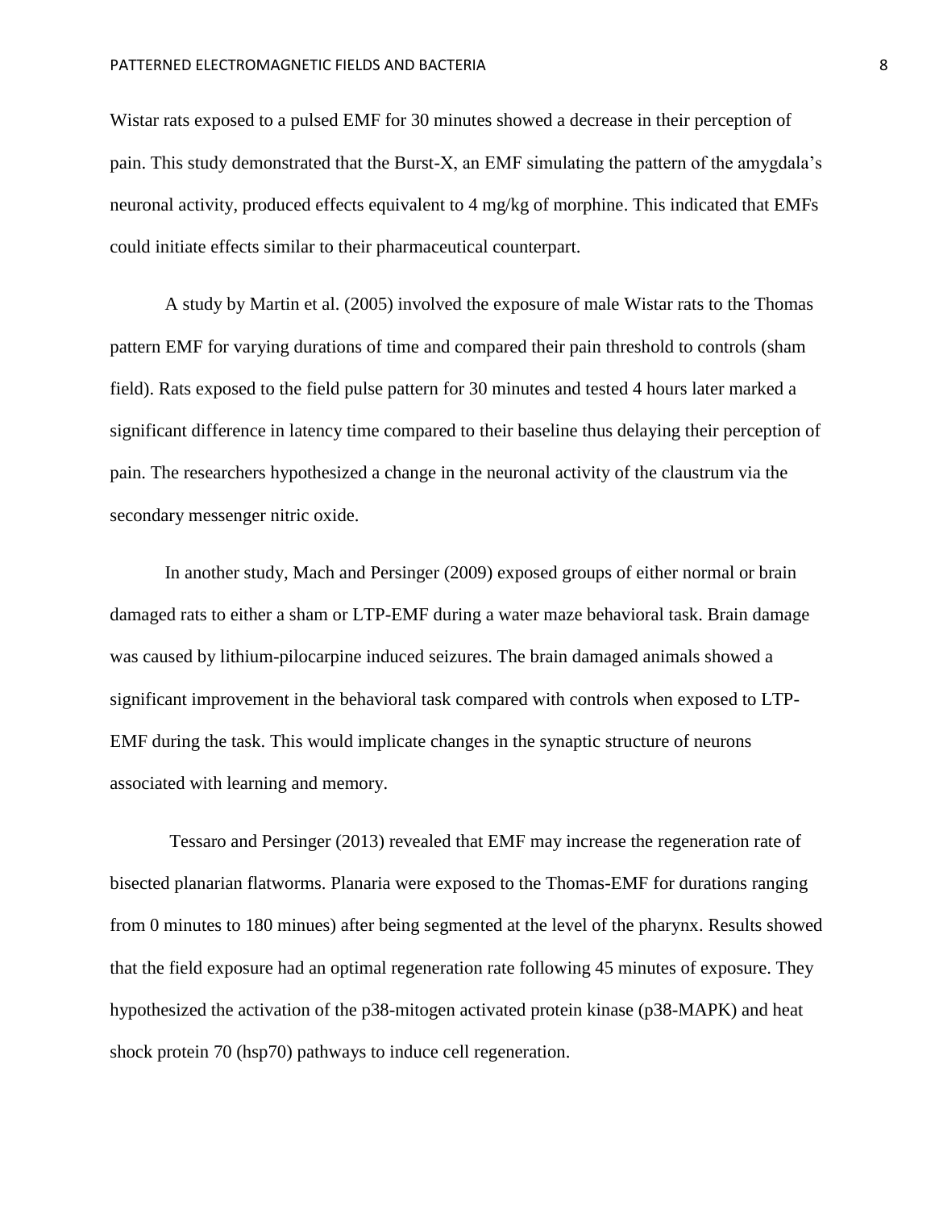Wistar rats exposed to a pulsed EMF for 30 minutes showed a decrease in their perception of pain. This study demonstrated that the Burst-X, an EMF simulating the pattern of the amygdala's neuronal activity, produced effects equivalent to 4 mg/kg of morphine. This indicated that EMFs could initiate effects similar to their pharmaceutical counterpart.

A study by Martin et al. (2005) involved the exposure of male Wistar rats to the Thomas pattern EMF for varying durations of time and compared their pain threshold to controls (sham field). Rats exposed to the field pulse pattern for 30 minutes and tested 4 hours later marked a significant difference in latency time compared to their baseline thus delaying their perception of pain. The researchers hypothesized a change in the neuronal activity of the claustrum via the secondary messenger nitric oxide.

In another study, Mach and Persinger (2009) exposed groups of either normal or brain damaged rats to either a sham or LTP-EMF during a water maze behavioral task. Brain damage was caused by lithium-pilocarpine induced seizures. The brain damaged animals showed a significant improvement in the behavioral task compared with controls when exposed to LTP-EMF during the task. This would implicate changes in the synaptic structure of neurons associated with learning and memory.

Tessaro and Persinger (2013) revealed that EMF may increase the regeneration rate of bisected planarian flatworms. Planaria were exposed to the Thomas-EMF for durations ranging from 0 minutes to 180 minues) after being segmented at the level of the pharynx. Results showed that the field exposure had an optimal regeneration rate following 45 minutes of exposure. They hypothesized the activation of the p38-mitogen activated protein kinase (p38-MAPK) and heat shock protein 70 (hsp70) pathways to induce cell regeneration.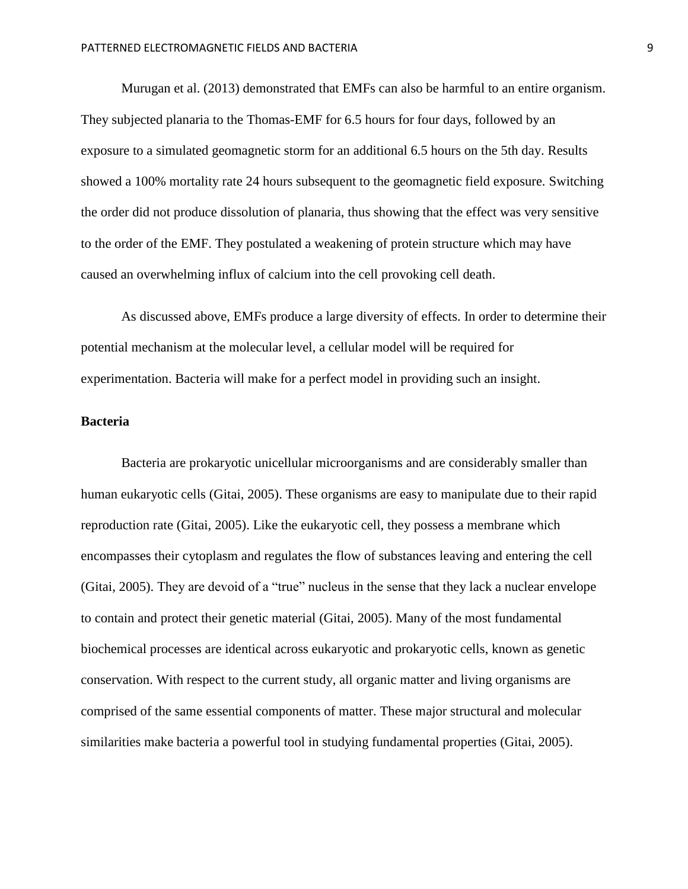Murugan et al. (2013) demonstrated that EMFs can also be harmful to an entire organism. They subjected planaria to the Thomas-EMF for 6.5 hours for four days, followed by an exposure to a simulated geomagnetic storm for an additional 6.5 hours on the 5th day. Results showed a 100% mortality rate 24 hours subsequent to the geomagnetic field exposure. Switching the order did not produce dissolution of planaria, thus showing that the effect was very sensitive to the order of the EMF. They postulated a weakening of protein structure which may have caused an overwhelming influx of calcium into the cell provoking cell death.

As discussed above, EMFs produce a large diversity of effects. In order to determine their potential mechanism at the molecular level, a cellular model will be required for experimentation. Bacteria will make for a perfect model in providing such an insight.

**Bacteria**

Bacteria are prokaryotic unicellular microorganisms and are considerably smaller than human eukaryotic cells (Gitai, 2005). These organisms are easy to manipulate due to their rapid reproduction rate (Gitai, 2005). Like the eukaryotic cell, they possess a membrane which encompasses their cytoplasm and regulates the flow of substances leaving and entering the cell (Gitai, 2005). They are devoid of a "true" nucleus in the sense that they lack a nuclear envelope to contain and protect their genetic material (Gitai, 2005). Many of the most fundamental biochemical processes are identical across eukaryotic and prokaryotic cells, known as genetic conservation. With respect to the current study, all organic matter and living organisms are comprised of the same essential components of matter. These major structural and molecular similarities make bacteria a powerful tool in studying fundamental properties (Gitai, 2005).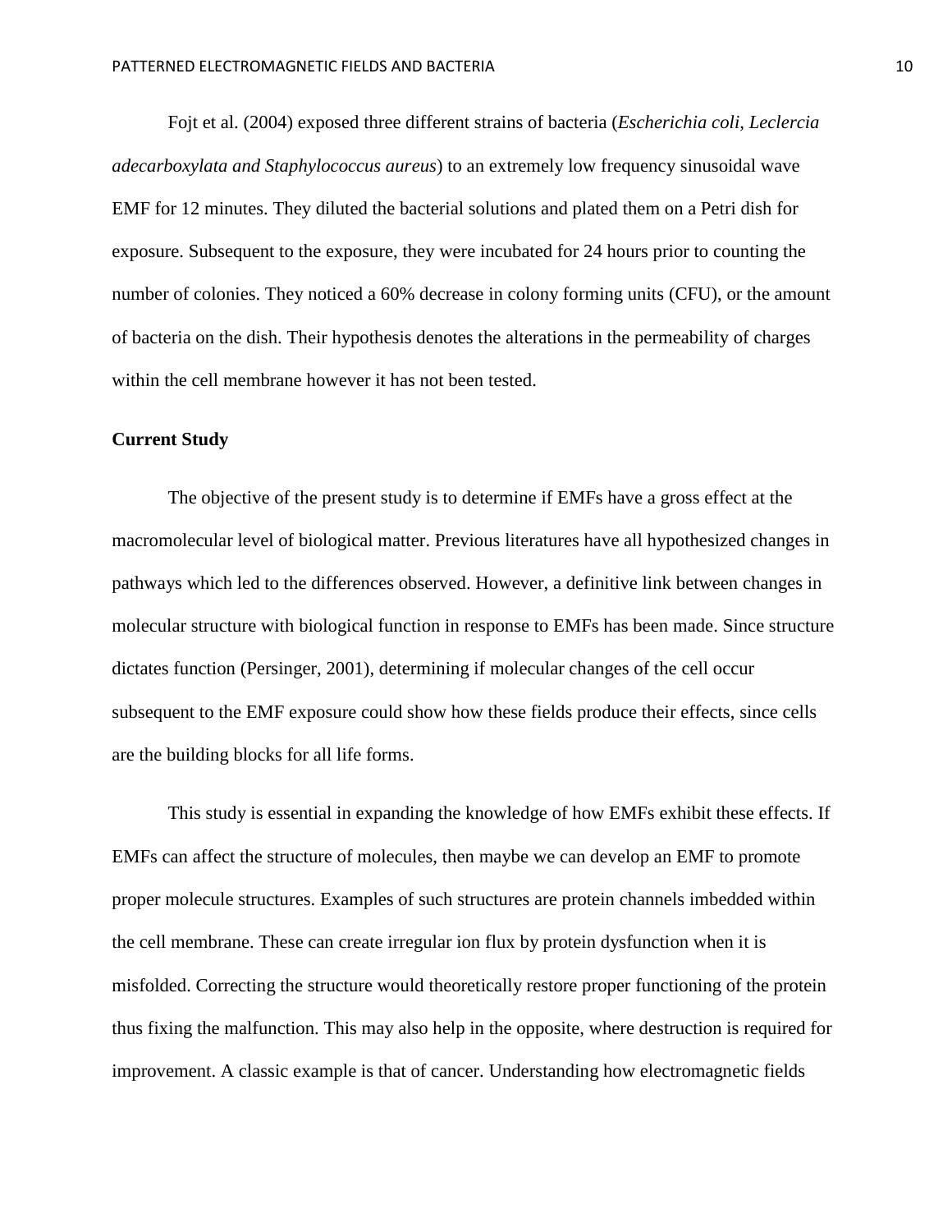Fojt et al. (2004) exposed three different strains of bacteria (*Escherichia coli, Leclercia adecarboxylata and Staphylococcus aureus*) to an extremely low frequency sinusoidal wave EMF for 12 minutes. They diluted the bacterial solutions and plated them on a Petri dish for exposure. Subsequent to the exposure, they were incubated for 24 hours prior to counting the number of colonies. They noticed a 60% decrease in colony forming units (CFU), or the amount of bacteria on the dish. Their hypothesis denotes the alterations in the permeability of charges within the cell membrane however it has not been tested.

**Current Study**

The objective of the present study is to determine if EMFs have a gross effect at the macromolecular level of biological matter. Previous literatures have all hypothesized changes in pathways which led to the differences observed. However, a definitive link between changes in molecular structure with biological function in response to EMFs has been made. Since structure dictates function (Persinger, 2001), determining if molecular changes of the cell occur subsequent to the EMF exposure could show how these fields produce their effects, since cells are the building blocks for all life forms.

This study is essential in expanding the knowledge of how EMFs exhibit these effects. If EMFs can affect the structure of molecules, then maybe we can develop an EMF to promote proper molecule structures. Examples of such structures are protein channels imbedded within the cell membrane. These can create irregular ion flux by protein dysfunction when it is misfolded. Correcting the structure would theoretically restore proper functioning of the protein thus fixing the malfunction. This may also help in the opposite, where destruction is required for improvement. A classic example is that of cancer. Understanding how electromagnetic fields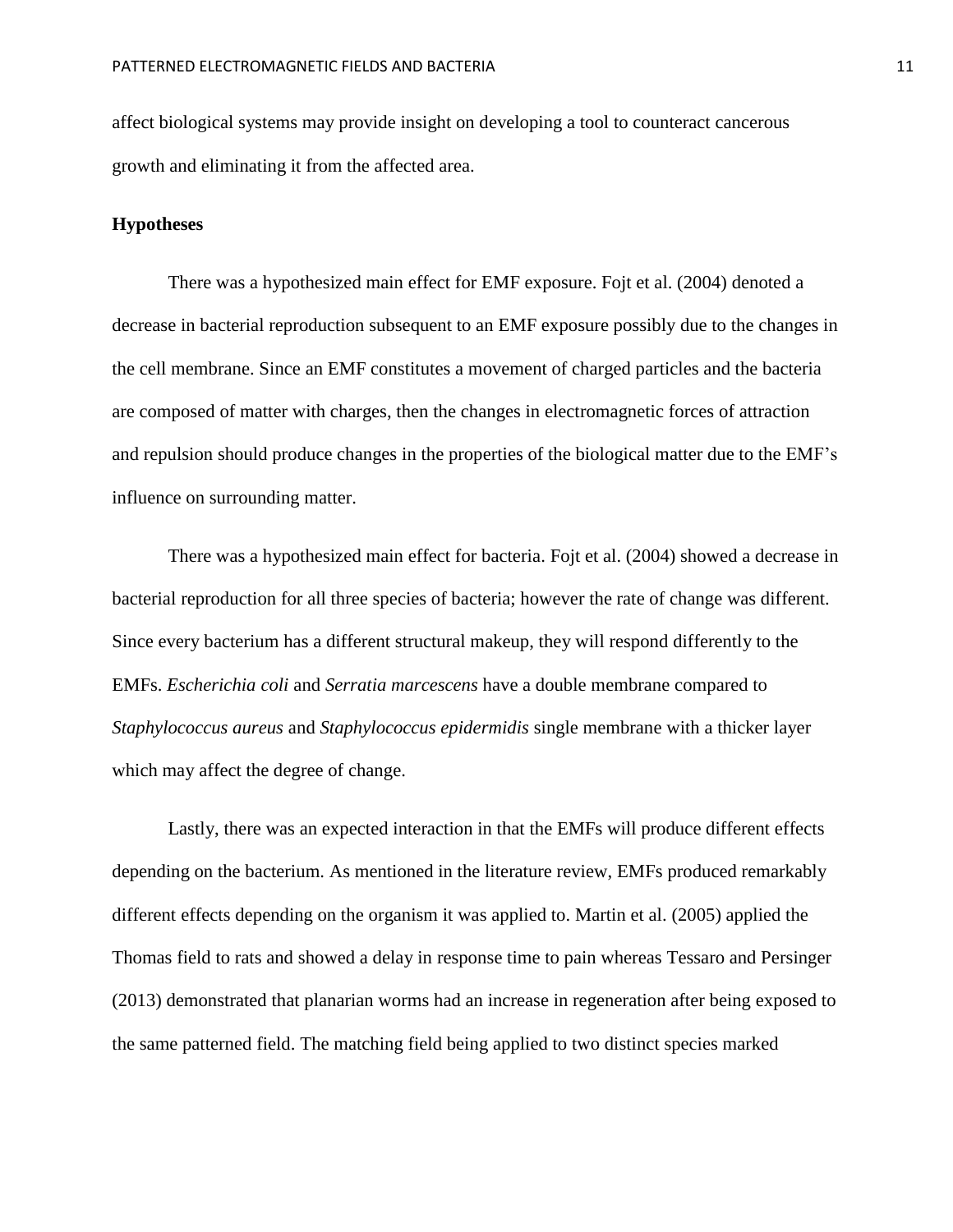affect biological systems may provide insight on developing a tool to counteract cancerous growth and eliminating it from the affected area.

### Hypotheses

There was a hypothesized main effect for EMF exposure. Fojt et al. (2004) denoted a decrease in bacterial reproduction subsequent to an EMF exposure possibly due to the changes in the cell membrane. Since an EMF constitutes a movement of charged particles and the bacteria are composed of matter with charges, then the changes in electromagnetic forces of attraction and repulsion should produce changes in the properties of the biological matter due to the EMF's influence on surrounding matter.

There was a hypothesized main effect for bacteria. Fojt et al. (2004) showed a decrease in bacterial reproduction for all three species of bacteria; however the rate of change was different. Since every bacterium has a different structural makeup, they will respond differently to the EMFs. *Escherichia coli* and *Serratia marcescens* have a double membrane compared to *Staphylococcus aureus* and *Staphylococcus epidermidis* single membrane with a thicker layer which may affect the degree of change.

Lastly, there was an expected interaction in that the EMFs will produce different effects depending on the bacterium. As mentioned in the literature review, EMFs produced remarkably different effects depending on the organism it was applied to. Martin et al. (2005) applied the Thomas field to rats and showed a delay in response time to pain whereas Tessaro and Persinger (2013) demonstrated that planarian worms had an increase in regeneration after being exposed to the same patterned field. The matching field being applied to two distinct species marked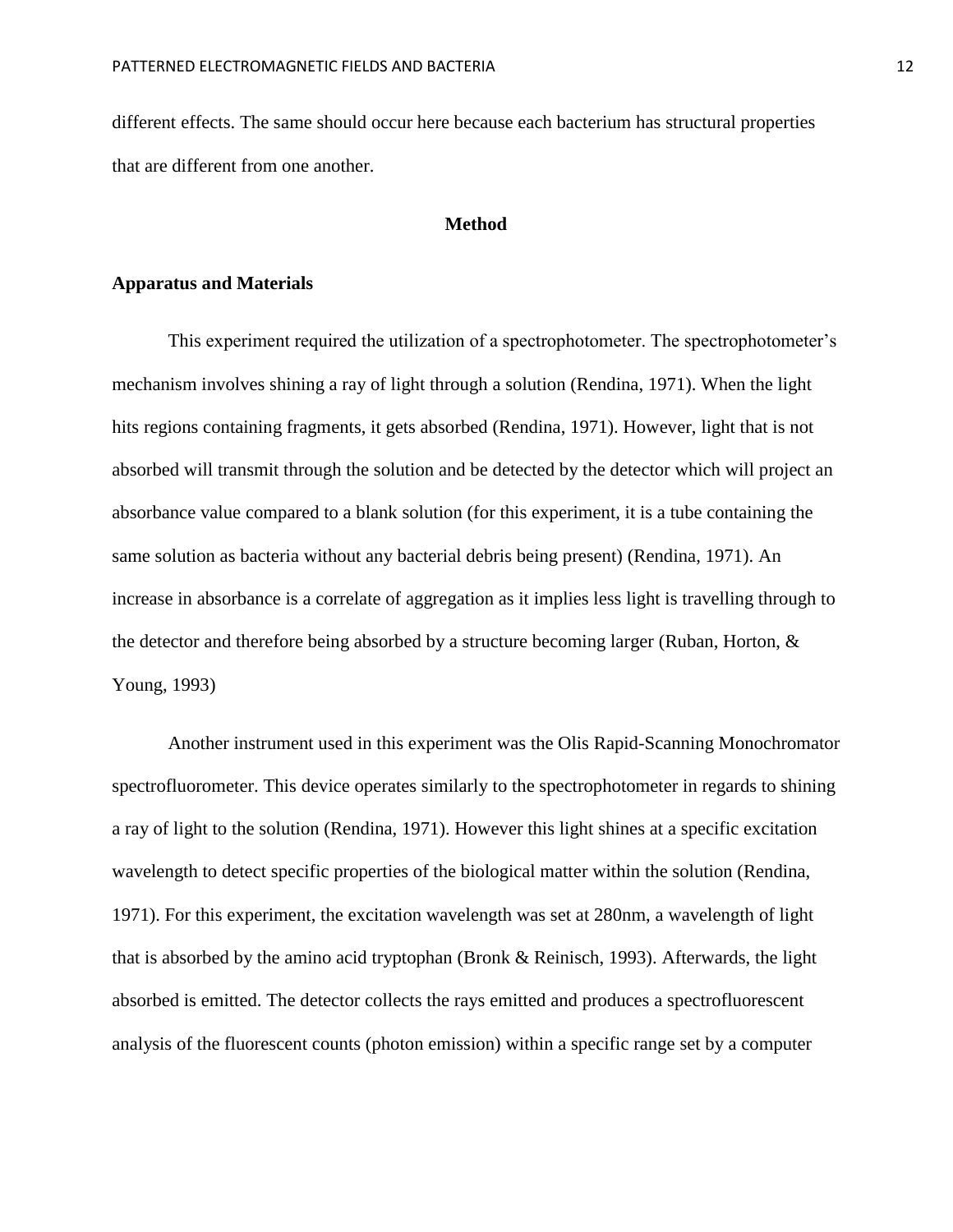different effects. The same should occur here because each bacterium has structural properties that are different from one another.

## Method

### Apparatus and Materials

This experiment required the utilization of a spectrophotometer. The spectrophotometer's mechanism involves shining a ray of light through a solution (Rendina, 1971). When the light hits regions containing fragments, it gets absorbed (Rendina, 1971). However, light that is not absorbed will transmit through the solution and be detected by the detector which will project an absorbance value compared to a blank solution (for this experiment, it is a tube containing the same solution as bacteria without any bacterial debris being present) (Rendina, 1971). An increase in absorbance is a correlate of aggregation as it implies less light is travelling through to the detector and therefore being absorbed by a structure becoming larger (Ruban, Horton, & Young, 1993)

Another instrument used in this experiment was the Olis Rapid-Scanning Monochromator spectrofluorometer. This device operates similarly to the spectrophotometer in regards to shining a ray of light to the solution (Rendina, 1971). However this light shines at a specific excitation wavelength to detect specific properties of the biological matter within the solution (Rendina, 1971). For this experiment, the excitation wavelength was set at 280nm, a wavelength of light that is absorbed by the amino acid tryptophan (Bronk & Reinisch, 1993). Afterwards, the light absorbed is emitted. The detector collects the rays emitted and produces a spectrofluorescent analysis of the fluorescent counts (photon emission) within a specific range set by a computer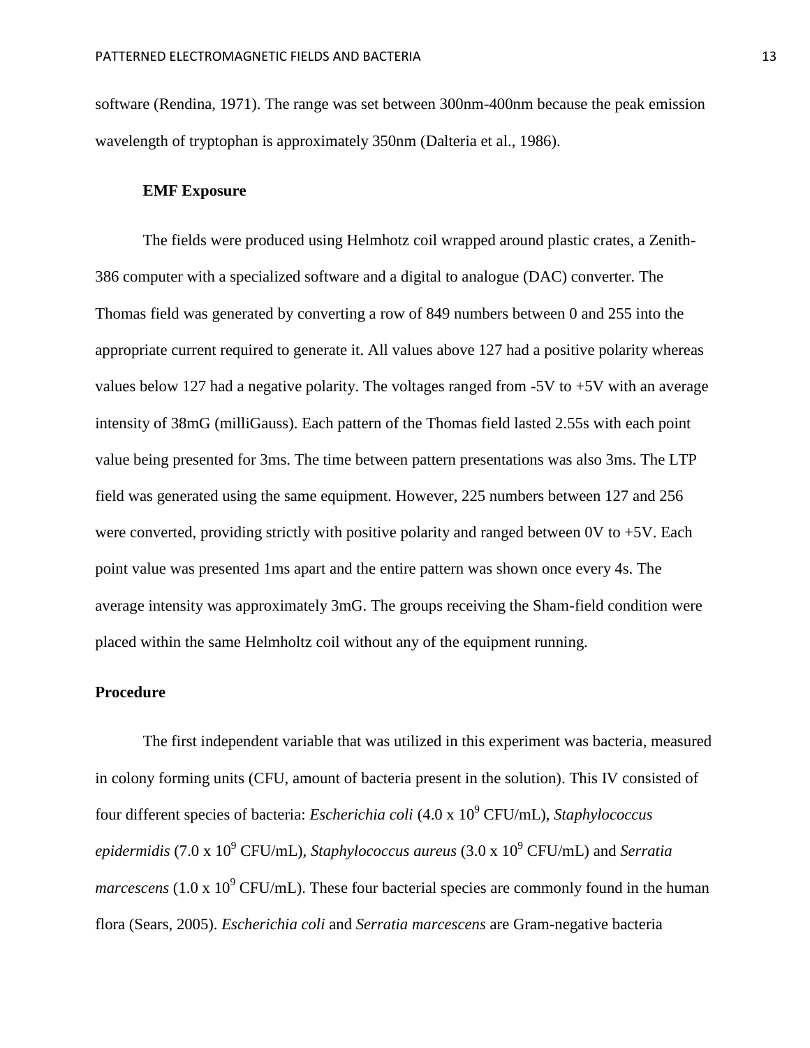software (Rendina, 1971). The range was set between 300nm-400nm because the peak emission wavelength of tryptophan is approximately 350nm (Dalteria et al., 1986).

### EMF Exposure

The fields were produced using Helmhotz coil wrapped around plastic crates, a Zenith-386 computer with a specialized software and a digital to analogue (DAC) converter. The Thomas field was generated by converting a row of 849 numbers between 0 and 255 into the appropriate current required to generate it. All values above 127 had a positive polarity whereas values below 127 had a negative polarity. The voltages ranged from -5V to +5V with an average intensity of 38mG (milliGauss). Each pattern of the Thomas field lasted 2.55s with each point value being presented for 3ms. The time between pattern presentations was also 3ms. The LTP field was generated using the same equipment. However, 225 numbers between 127 and 256 were converted, providing strictly with positive polarity and ranged between 0V to +5V. Each point value was presented 1ms apart and the entire pattern was shown once every 4s. The average intensity was approximately 3mG. The groups receiving the Sham-field condition were placed within the same Helmholtz coil without any of the equipment running.

## Procedure

The first independent variable that was utilized in this experiment was bacteria, measured in colony forming units (CFU, amount of bacteria present in the solution). This IV consisted of four different species of bacteria: *Escherichia coli* ($4.0 \times 10^9$ CFU/mL), *Staphylococcus epidermidis* ($7.0 \times 10^9$ CFU/mL), *Staphylococcus aureus* ($3.0 \times 10^9$ CFU/mL) and *Serratia marcescens* ($1.0 \times 10^9$ CFU/mL). These four bacterial species are commonly found in the human flora (Sears, 2005). *Escherichia coli* and *Serratia marcescens* are Gram-negative bacteria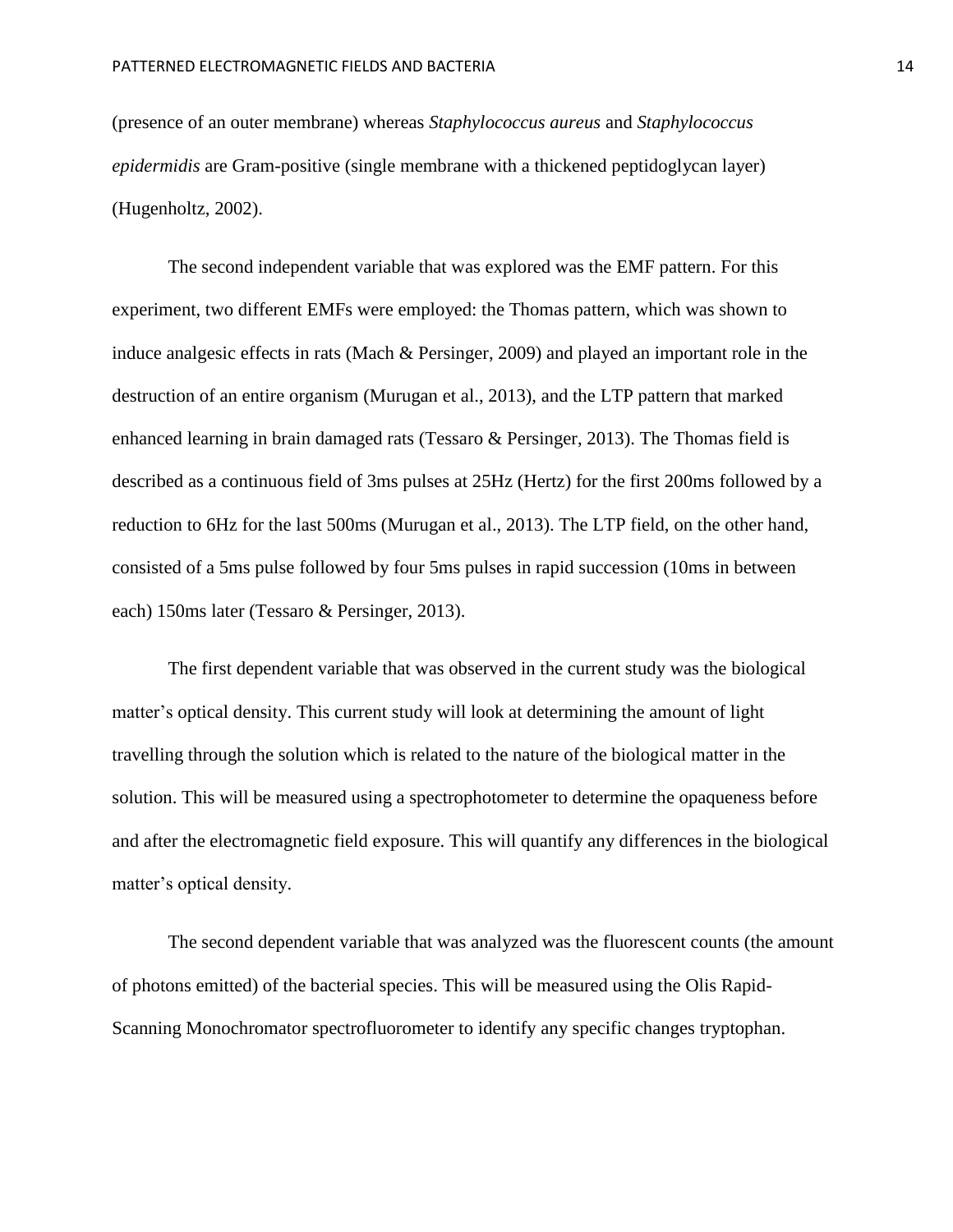(presence of an outer membrane) whereas *Staphylococcus aureus* and *Staphylococcus epidermidis* are Gram-positive (single membrane with a thickened peptidoglycan layer) (Hugenholtz, 2002).

The second independent variable that was explored was the EMF pattern. For this experiment, two different EMFs were employed: the Thomas pattern, which was shown to induce analgesic effects in rats (Mach & Persinger, 2009) and played an important role in the destruction of an entire organism (Murugan et al., 2013), and the LTP pattern that marked enhanced learning in brain damaged rats (Tessaro & Persinger, 2013). The Thomas field is described as a continuous field of 3ms pulses at 25Hz (Hertz) for the first 200ms followed by a reduction to 6Hz for the last 500ms (Murugan et al., 2013). The LTP field, on the other hand, consisted of a 5ms pulse followed by four 5ms pulses in rapid succession (10ms in between each) 150ms later (Tessaro & Persinger, 2013).

The first dependent variable that was observed in the current study was the biological matter's optical density. This current study will look at determining the amount of light travelling through the solution which is related to the nature of the biological matter in the solution. This will be measured using a spectrophotometer to determine the opaqueness before and after the electromagnetic field exposure. This will quantify any differences in the biological matter's optical density.

The second dependent variable that was analyzed was the fluorescent counts (the amount of photons emitted) of the bacterial species. This will be measured using the Olis Rapid-Scanning Monochromator spectrofluorometer to identify any specific changes tryptophan.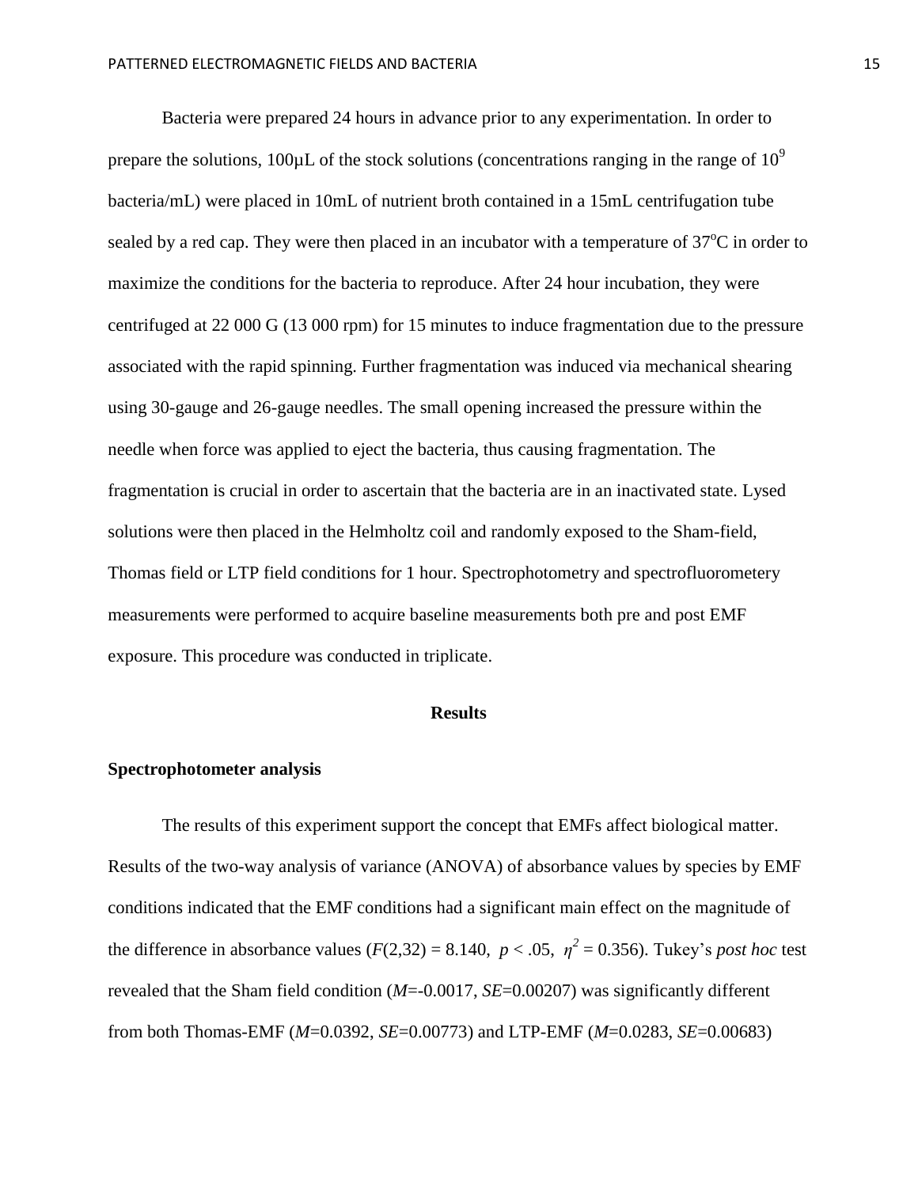Bacteria were prepared 24 hours in advance prior to any experimentation. In order to prepare the solutions, 100µL of the stock solutions (concentrations ranging in the range of $10^9$ bacteria/mL) were placed in 10mL of nutrient broth contained in a 15mL centrifugation tube sealed by a red cap. They were then placed in an incubator with a temperature of 37°C in order to maximize the conditions for the bacteria to reproduce. After 24 hour incubation, they were centrifuged at 22 000 G (13 000 rpm) for 15 minutes to induce fragmentation due to the pressure associated with the rapid spinning. Further fragmentation was induced via mechanical shearing using 30-gauge and 26-gauge needles. The small opening increased the pressure within the needle when force was applied to eject the bacteria, thus causing fragmentation. The fragmentation is crucial in order to ascertain that the bacteria are in an inactivated state. Lysed solutions were then placed in the Helmholtz coil and randomly exposed to the Sham-field, Thomas field or LTP field conditions for 1 hour. Spectrophotometry and spectrofluorometery measurements were performed to acquire baseline measurements both pre and post EMF exposure. This procedure was conducted in triplicate.

## Results

### Spectrophotometer analysis

The results of this experiment support the concept that EMFs affect biological matter. Results of the two-way analysis of variance (ANOVA) of absorbance values by species by EMF conditions indicated that the EMF conditions had a significant main effect on the magnitude of the difference in absorbance values ($F(2,32) = 8.140$, $p < .05$, $\eta^2 = 0.356$). Tukey's *post hoc* test revealed that the Sham field condition ($M$=-0.0017, $SE$=0.00207) was significantly different from both Thomas-EMF ($M$=0.0392, $SE$=0.00773) and LTP-EMF ($M$=0.0283, $SE$=0.00683)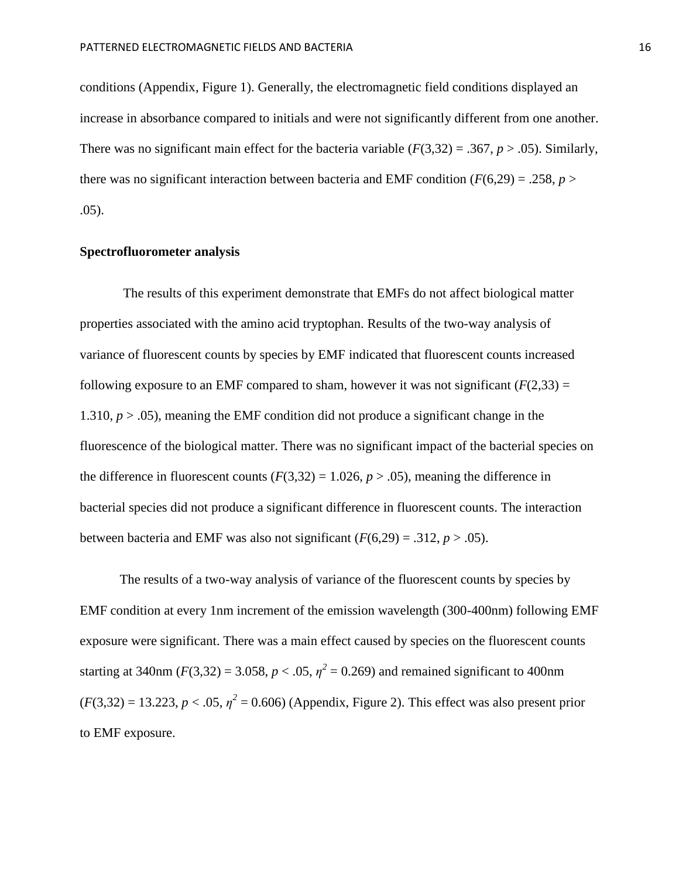conditions (Appendix, Figure 1). Generally, the electromagnetic field conditions displayed an increase in absorbance compared to initials and were not significantly different from one another. There was no significant main effect for the bacteria variable ($F(3,32) = .367$, $p > .05$). Similarly, there was no significant interaction between bacteria and EMF condition ($F(6,29) = .258$, $p > .05$).

**Spectrofluorometer analysis**

The results of this experiment demonstrate that EMFs do not affect biological matter properties associated with the amino acid tryptophan. Results of the two-way analysis of variance of fluorescent counts by species by EMF indicated that fluorescent counts increased following exposure to an EMF compared to sham, however it was not significant ($F(2,33) = 1.310$, $p > .05$), meaning the EMF condition did not produce a significant change in the fluorescence of the biological matter. There was no significant impact of the bacterial species on the difference in fluorescent counts ($F(3,32) = 1.026$, $p > .05$), meaning the difference in bacterial species did not produce a significant difference in fluorescent counts. The interaction between bacteria and EMF was also not significant ($F(6,29) = .312$, $p > .05$).

The results of a two-way analysis of variance of the fluorescent counts by species by EMF condition at every 1nm increment of the emission wavelength (300-400nm) following EMF exposure were significant. There was a main effect caused by species on the fluorescent counts starting at 340nm ($F(3,32) = 3.058$, $p < .05$, $\eta^2 = 0.269$) and remained significant to 400nm ($F(3,32) = 13.223$, $p < .05$, $\eta^2 = 0.606$) (Appendix, Figure 2). This effect was also present prior to EMF exposure.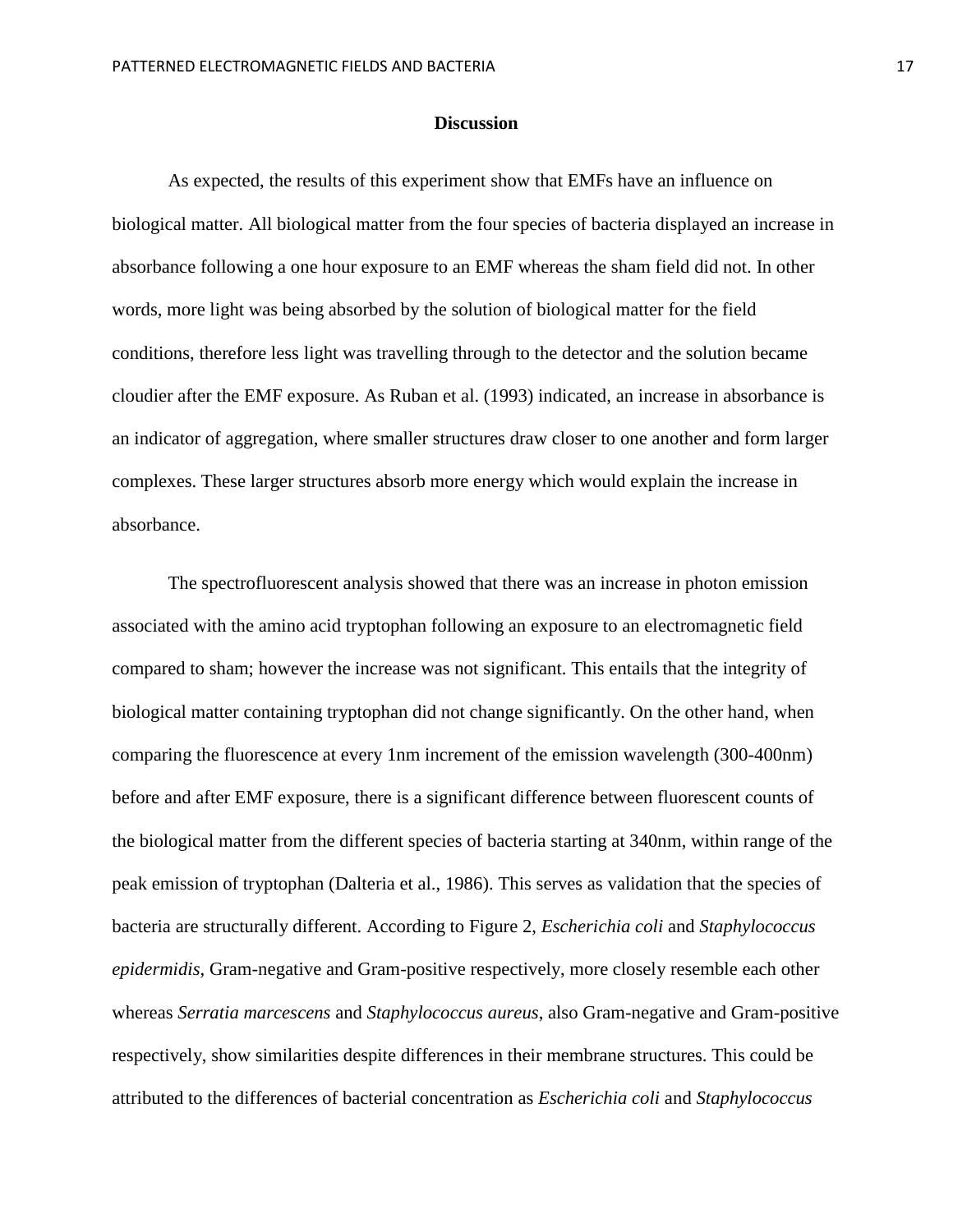## Discussion

As expected, the results of this experiment show that EMFs have an influence on biological matter. All biological matter from the four species of bacteria displayed an increase in absorbance following a one hour exposure to an EMF whereas the sham field did not. In other words, more light was being absorbed by the solution of biological matter for the field conditions, therefore less light was travelling through to the detector and the solution became cloudier after the EMF exposure. As Ruban et al. (1993) indicated, an increase in absorbance is an indicator of aggregation, where smaller structures draw closer to one another and form larger complexes. These larger structures absorb more energy which would explain the increase in absorbance.

The spectrofluorescent analysis showed that there was an increase in photon emission associated with the amino acid tryptophan following an exposure to an electromagnetic field compared to sham; however the increase was not significant. This entails that the integrity of biological matter containing tryptophan did not change significantly. On the other hand, when comparing the fluorescence at every 1nm increment of the emission wavelength (300-400nm) before and after EMF exposure, there is a significant difference between fluorescent counts of the biological matter from the different species of bacteria starting at 340nm, within range of the peak emission of tryptophan (Dalteria et al., 1986). This serves as validation that the species of bacteria are structurally different. According to Figure 2, *Escherichia coli* and *Staphylococcus epidermidis*, Gram-negative and Gram-positive respectively, more closely resemble each other whereas *Serratia marcescens* and *Staphylococcus aureus*, also Gram-negative and Gram-positive respectively, show similarities despite differences in their membrane structures. This could be attributed to the differences of bacterial concentration as *Escherichia coli* and *Staphylococcus*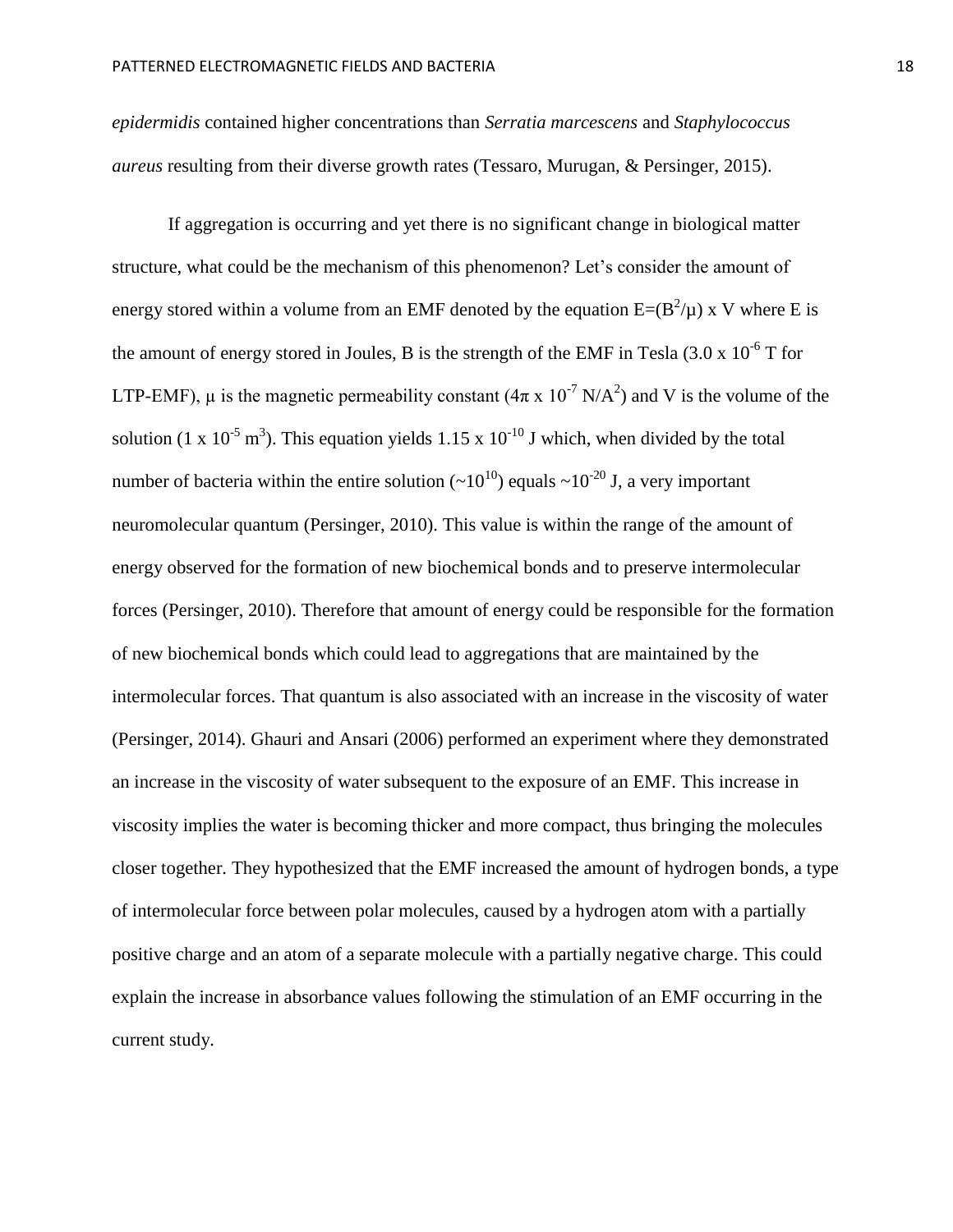*epidermidis* contained higher concentrations than *Serratia marcescens* and *Staphylococcus aureus* resulting from their diverse growth rates (Tessaro, Murugan, & Persinger, 2015).

If aggregation is occurring and yet there is no significant change in biological matter structure, what could be the mechanism of this phenomenon? Let's consider the amount of energy stored within a volume from an EMF denoted by the equation $E=(B^2/\mu) \times V$ where E is the amount of energy stored in Joules, B is the strength of the EMF in Tesla ($3.0 \times 10^{-6}$ T for LTP-EMF), $\mu$ is the magnetic permeability constant ($4\pi \times 10^{-7}$ N/A$^2$) and V is the volume of the solution ($1 \times 10^{-5}$ m$^3$). This equation yields $1.15 \times 10^{-10}$ J which, when divided by the total number of bacteria within the entire solution ($\sim 10^{10}$) equals $\sim 10^{-20}$ J, a very important neuromolecular quantum (Persinger, 2010). This value is within the range of the amount of energy observed for the formation of new biochemical bonds and to preserve intermolecular forces (Persinger, 2010). Therefore that amount of energy could be responsible for the formation of new biochemical bonds which could lead to aggregations that are maintained by the intermolecular forces. That quantum is also associated with an increase in the viscosity of water (Persinger, 2014). Ghauri and Ansari (2006) performed an experiment where they demonstrated an increase in the viscosity of water subsequent to the exposure of an EMF. This increase in viscosity implies the water is becoming thicker and more compact, thus bringing the molecules closer together. They hypothesized that the EMF increased the amount of hydrogen bonds, a type of intermolecular force between polar molecules, caused by a hydrogen atom with a partially positive charge and an atom of a separate molecule with a partially negative charge. This could explain the increase in absorbance values following the stimulation of an EMF occurring in the current study.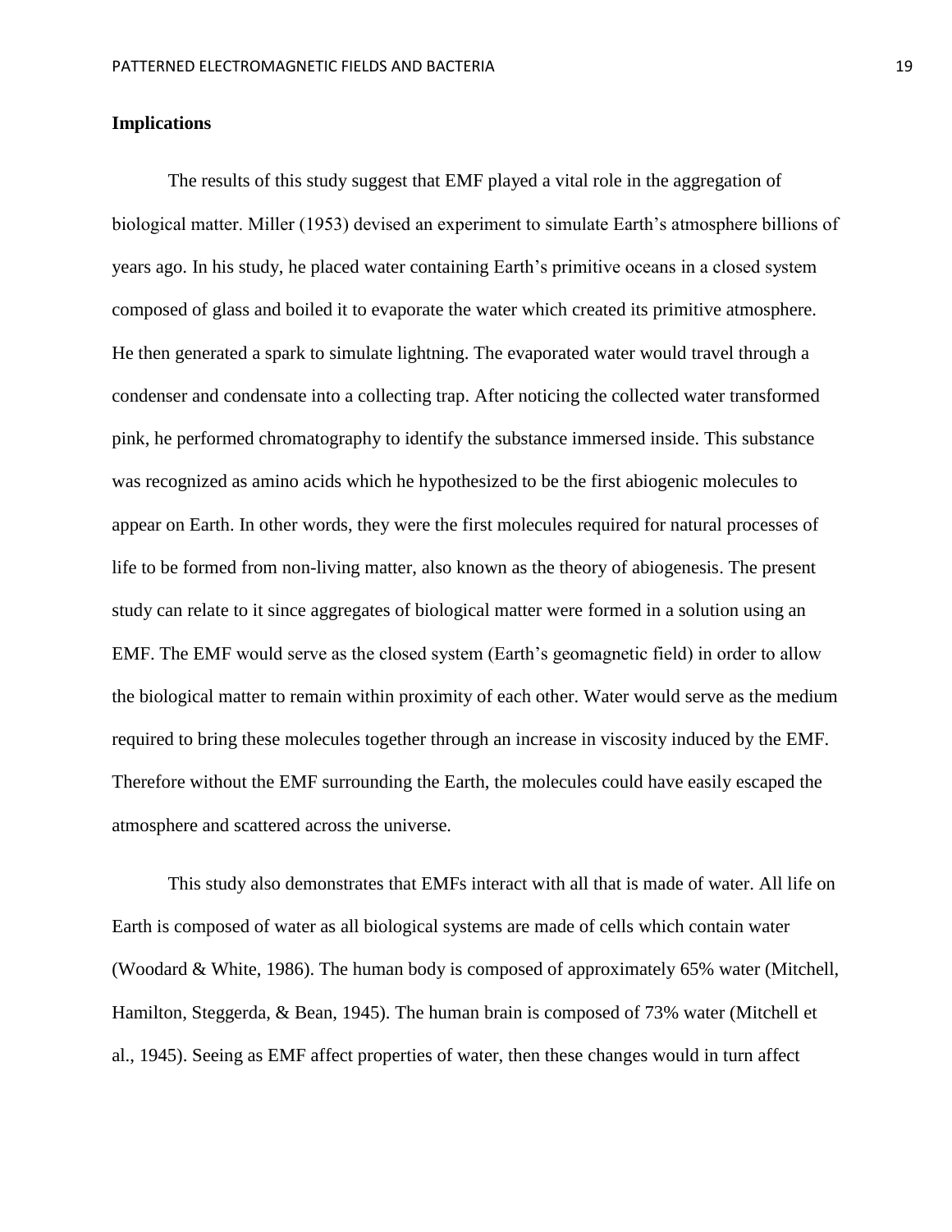**Implications**

The results of this study suggest that EMF played a vital role in the aggregation of biological matter. Miller (1953) devised an experiment to simulate Earth's atmosphere billions of years ago. In his study, he placed water containing Earth's primitive oceans in a closed system composed of glass and boiled it to evaporate the water which created its primitive atmosphere. He then generated a spark to simulate lightning. The evaporated water would travel through a condenser and condensate into a collecting trap. After noticing the collected water transformed pink, he performed chromatography to identify the substance immersed inside. This substance was recognized as amino acids which he hypothesized to be the first abiogenic molecules to appear on Earth. In other words, they were the first molecules required for natural processes of life to be formed from non-living matter, also known as the theory of abiogenesis. The present study can relate to it since aggregates of biological matter were formed in a solution using an EMF. The EMF would serve as the closed system (Earth's geomagnetic field) in order to allow the biological matter to remain within proximity of each other. Water would serve as the medium required to bring these molecules together through an increase in viscosity induced by the EMF. Therefore without the EMF surrounding the Earth, the molecules could have easily escaped the atmosphere and scattered across the universe.

This study also demonstrates that EMFs interact with all that is made of water. All life on Earth is composed of water as all biological systems are made of cells which contain water (Woodard & White, 1986). The human body is composed of approximately 65% water (Mitchell, Hamilton, Steggerda, & Bean, 1945). The human brain is composed of 73% water (Mitchell et al., 1945). Seeing as EMF affect properties of water, then these changes would in turn affect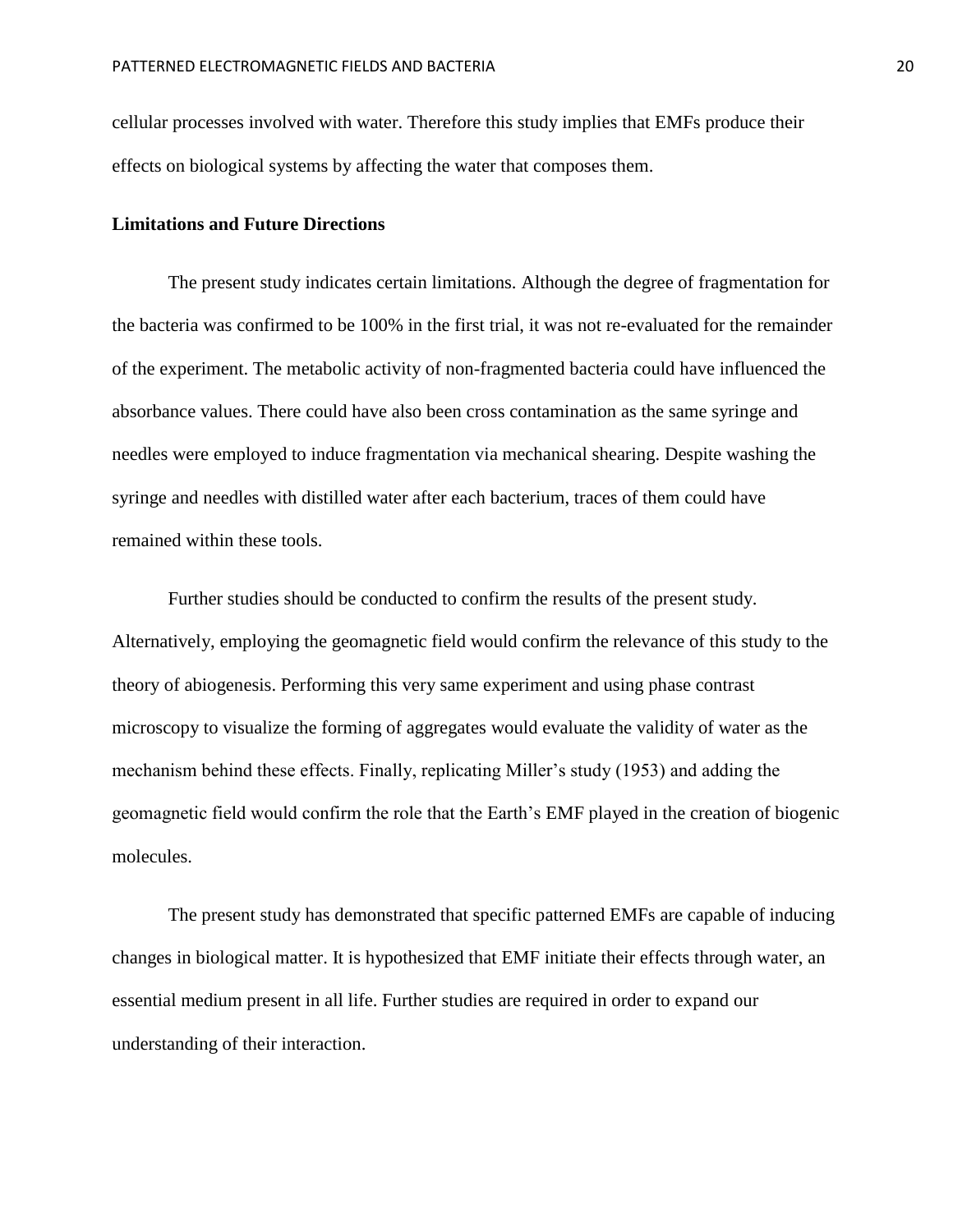cellular processes involved with water. Therefore this study implies that EMFs produce their effects on biological systems by affecting the water that composes them.

**Limitations and Future Directions**

The present study indicates certain limitations. Although the degree of fragmentation for the bacteria was confirmed to be 100% in the first trial, it was not re-evaluated for the remainder of the experiment. The metabolic activity of non-fragmented bacteria could have influenced the absorbance values. There could have also been cross contamination as the same syringe and needles were employed to induce fragmentation via mechanical shearing. Despite washing the syringe and needles with distilled water after each bacterium, traces of them could have remained within these tools.

Further studies should be conducted to confirm the results of the present study. Alternatively, employing the geomagnetic field would confirm the relevance of this study to the theory of abiogenesis. Performing this very same experiment and using phase contrast microscopy to visualize the forming of aggregates would evaluate the validity of water as the mechanism behind these effects. Finally, replicating Miller's study (1953) and adding the geomagnetic field would confirm the role that the Earth's EMF played in the creation of biogenic molecules.

The present study has demonstrated that specific patterned EMFs are capable of inducing changes in biological matter. It is hypothesized that EMF initiate their effects through water, an essential medium present in all life. Further studies are required in order to expand our understanding of their interaction.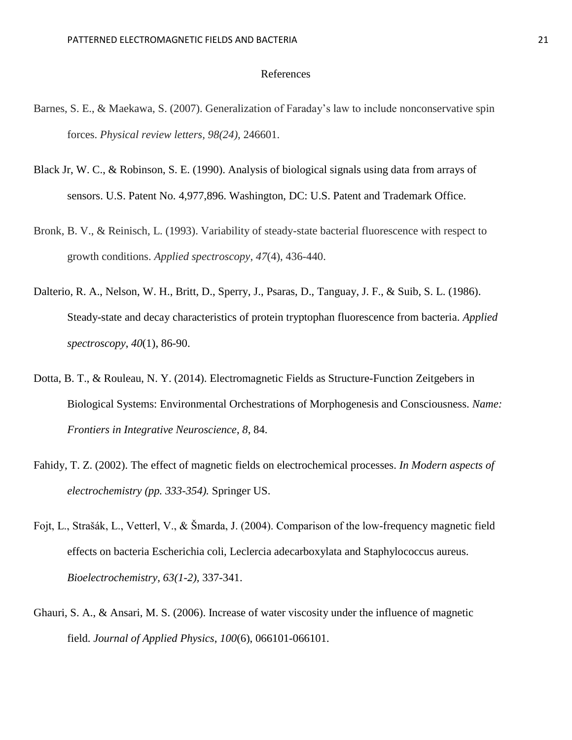# References

Barnes, S. E., & Maekawa, S. (2007). Generalization of Faraday's law to include nonconservative spin forces. *Physical review letters, 98(24),* 246601.

Black Jr, W. C., & Robinson, S. E. (1990). Analysis of biological signals using data from arrays of sensors. U.S. Patent No. 4,977,896. Washington, DC: U.S. Patent and Trademark Office.

Bronk, B. V., & Reinisch, L. (1993). Variability of steady-state bacterial fluorescence with respect to growth conditions. *Applied spectroscopy*, *47*(4), 436-440.

Dalterio, R. A., Nelson, W. H., Britt, D., Sperry, J., Psaras, D., Tanguay, J. F., & Suib, S. L. (1986). Steady-state and decay characteristics of protein tryptophan fluorescence from bacteria. *Applied spectroscopy*, *40*(1), 86-90.

Dotta, B. T., & Rouleau, N. Y. (2014). Electromagnetic Fields as Structure-Function Zeitgebers in Biological Systems: Environmental Orchestrations of Morphogenesis and Consciousness. *Name: Frontiers in Integrative Neuroscience*, *8*, 84.

Fahidy, T. Z. (2002). The effect of magnetic fields on electrochemical processes. *In Modern aspects of electrochemistry (pp. 333-354).* Springer US.

Fojt, L., Strašák, L., Vetterl, V., & Šmarda, J. (2004). Comparison of the low-frequency magnetic field effects on bacteria Escherichia coli, Leclercia adecarboxylata and Staphylococcus aureus. *Bioelectrochemistry, 63(1-2),* 337-341.

Ghauri, S. A., & Ansari, M. S. (2006). Increase of water viscosity under the influence of magnetic field. *Journal of Applied Physics*, *100*(6), 066101-066101.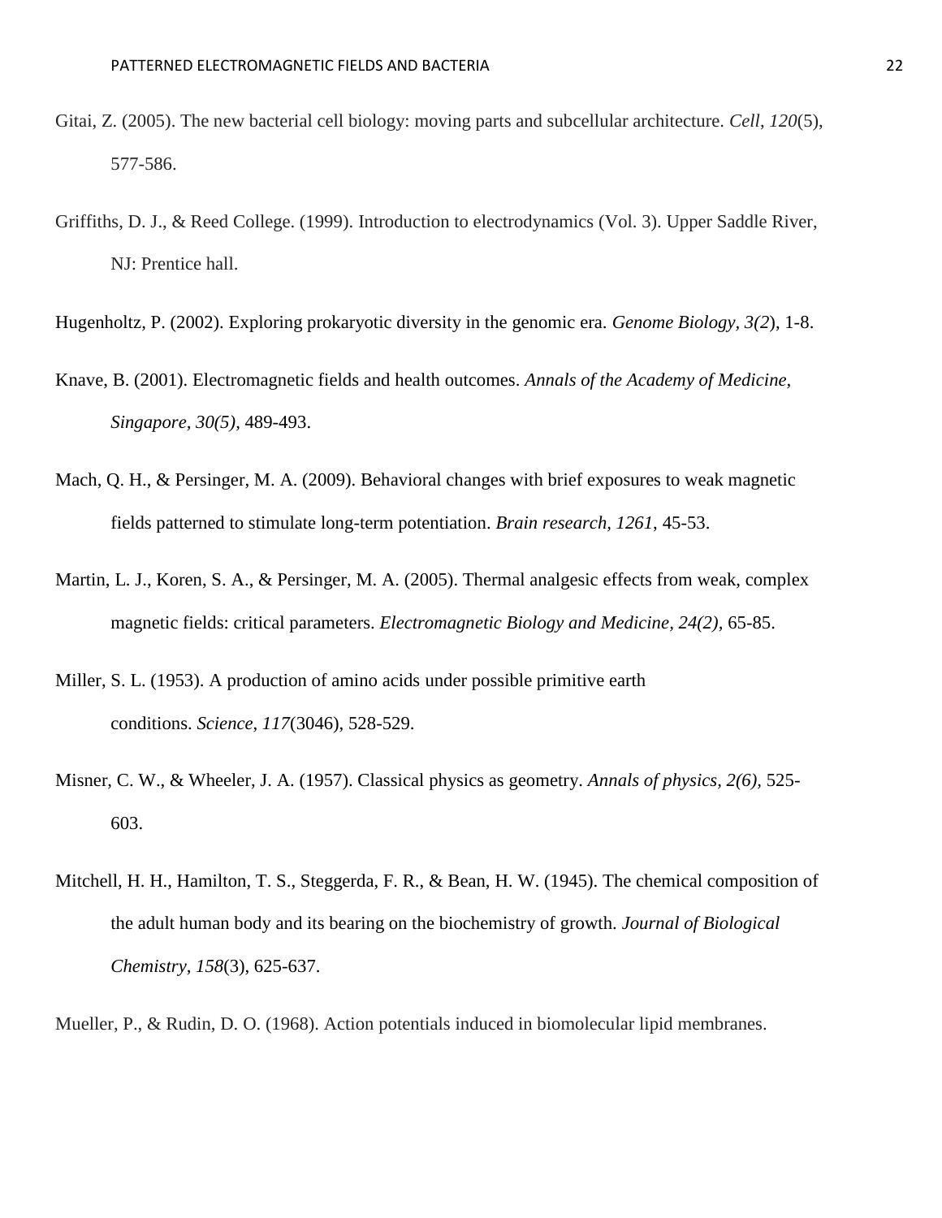Gitai, Z. (2005). The new bacterial cell biology: moving parts and subcellular architecture. *Cell*, *120*(5), 577-586.

Griffiths, D. J., & Reed College. (1999). Introduction to electrodynamics (Vol. 3). Upper Saddle River, NJ: Prentice hall.

Hugenholtz, P. (2002). Exploring prokaryotic diversity in the genomic era. *Genome Biology*, *3(2*), 1-8.

Knave, B. (2001). Electromagnetic fields and health outcomes. *Annals of the Academy of Medicine, Singapore*, *30(5),* 489-493.

Mach, Q. H., & Persinger, M. A. (2009). Behavioral changes with brief exposures to weak magnetic fields patterned to stimulate long-term potentiation. *Brain research, 1261*, 45-53.

Martin, L. J., Koren, S. A., & Persinger, M. A. (2005). Thermal analgesic effects from weak, complex magnetic fields: critical parameters. *Electromagnetic Biology and Medicine*, *24(2),* 65-85.

Miller, S. L. (1953). A production of amino acids under possible primitive earth conditions. *Science*, *117*(3046), 528-529.

Misner, C. W., & Wheeler, J. A. (1957). Classical physics as geometry. *Annals of physics, 2(6),* 525-603.

Mitchell, H. H., Hamilton, T. S., Steggerda, F. R., & Bean, H. W. (1945). The chemical composition of the adult human body and its bearing on the biochemistry of growth. *Journal of Biological Chemistry*, *158*(3), 625-637.

Mueller, P., & Rudin, D. O. (1968). Action potentials induced in biomolecular lipid membranes.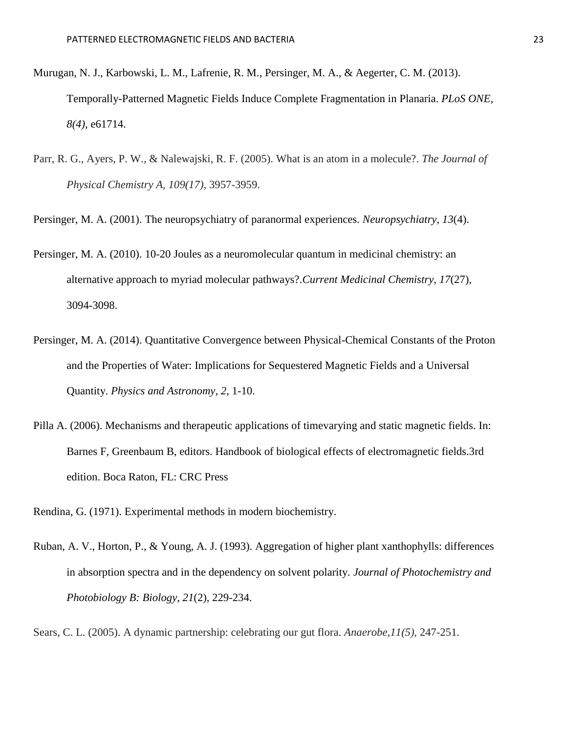Murugan, N. J., Karbowski, L. M., Lafrenie, R. M., Persinger, M. A., & Aegerter, C. M. (2013). Temporally-Patterned Magnetic Fields Induce Complete Fragmentation in Planaria. *PLoS ONE, 8(4),* e61714.

Parr, R. G., Ayers, P. W., & Nalewajski, R. F. (2005). What is an atom in a molecule?. *The Journal of Physical Chemistry A, 109(17),* 3957-3959.

Persinger, M. A. (2001). The neuropsychiatry of paranormal experiences. *Neuropsychiatry*, *13*(4).

Persinger, M. A. (2010). 10-20 Joules as a neuromolecular quantum in medicinal chemistry: an alternative approach to myriad molecular pathways?.*Current Medicinal Chemistry*, *17*(27), 3094-3098.

Persinger, M. A. (2014). Quantitative Convergence between Physical-Chemical Constants of the Proton and the Properties of Water: Implications for Sequestered Magnetic Fields and a Universal Quantity. *Physics and Astronomy*, *2*, 1-10.

Pilla A. (2006). Mechanisms and therapeutic applications of timevarying and static magnetic fields. In: Barnes F, Greenbaum B, editors. Handbook of biological effects of electromagnetic fields.3rd edition. Boca Raton, FL: CRC Press

Rendina, G. (1971). Experimental methods in modern biochemistry.

Ruban, A. V., Horton, P., & Young, A. J. (1993). Aggregation of higher plant xanthophylls: differences in absorption spectra and in the dependency on solvent polarity. *Journal of Photochemistry and Photobiology B: Biology*, *21*(2), 229-234.

Sears, C. L. (2005). A dynamic partnership: celebrating our gut flora. *Anaerobe,11(5),* 247-251.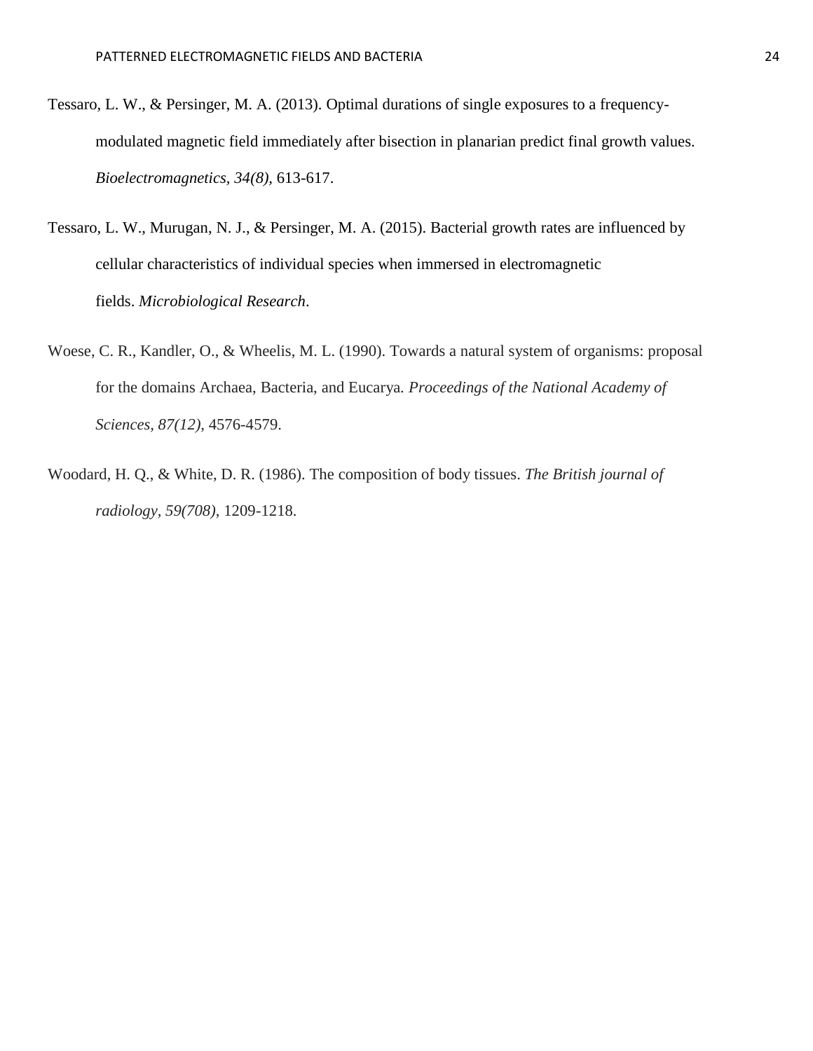Tessaro, L. W., & Persinger, M. A. (2013). Optimal durations of single exposures to a frequency-modulated magnetic field immediately after bisection in planarian predict final growth values. *Bioelectromagnetics, 34(8)*, 613-617.

Tessaro, L. W., Murugan, N. J., & Persinger, M. A. (2015). Bacterial growth rates are influenced by cellular characteristics of individual species when immersed in electromagnetic fields. *Microbiological Research*.

Woese, C. R., Kandler, O., & Wheelis, M. L. (1990). Towards a natural system of organisms: proposal for the domains Archaea, Bacteria, and Eucarya. *Proceedings of the National Academy of Sciences, 87(12)*, 4576-4579.

Woodard, H. Q., & White, D. R. (1986). The composition of body tissues. *The British journal of radiology, 59(708)*, 1209-1218.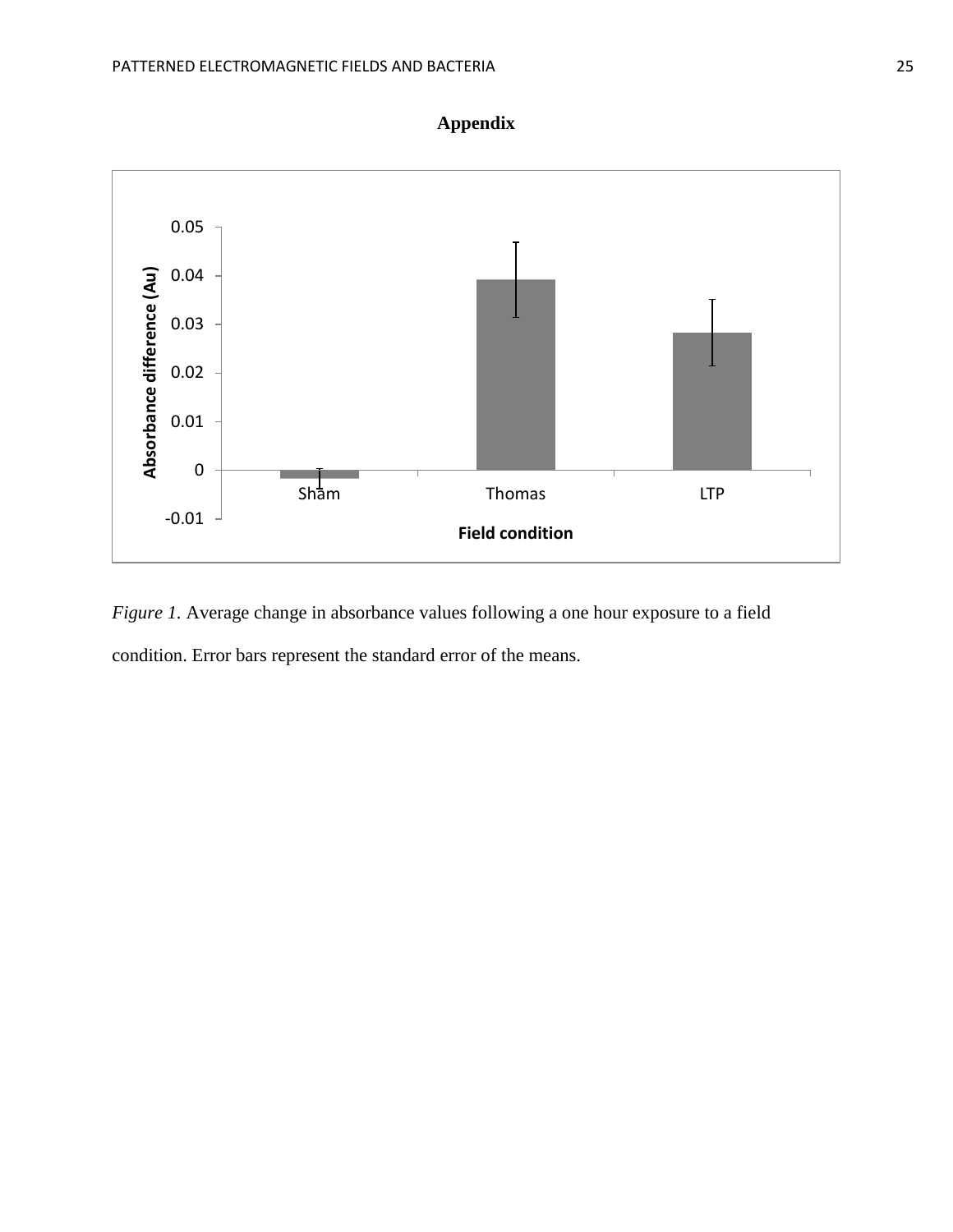## Appendix

Figure 1. Average change in absorbance values following a one hour exposure to a field condition. Error bars represent the standard error of the means.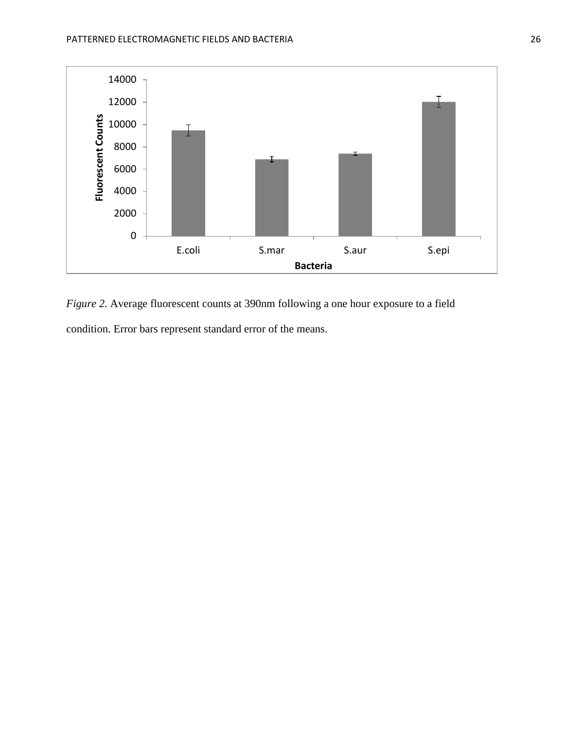14000
12000
10000
8000
6000
4000
2000
0

Fluorescent Counts

E.coli
S.mar
S.aur
S.epi

Bacteria

*Figure 2.* Average fluorescent counts at 390nm following a one hour exposure to a field condition. Error bars represent standard error of the means.